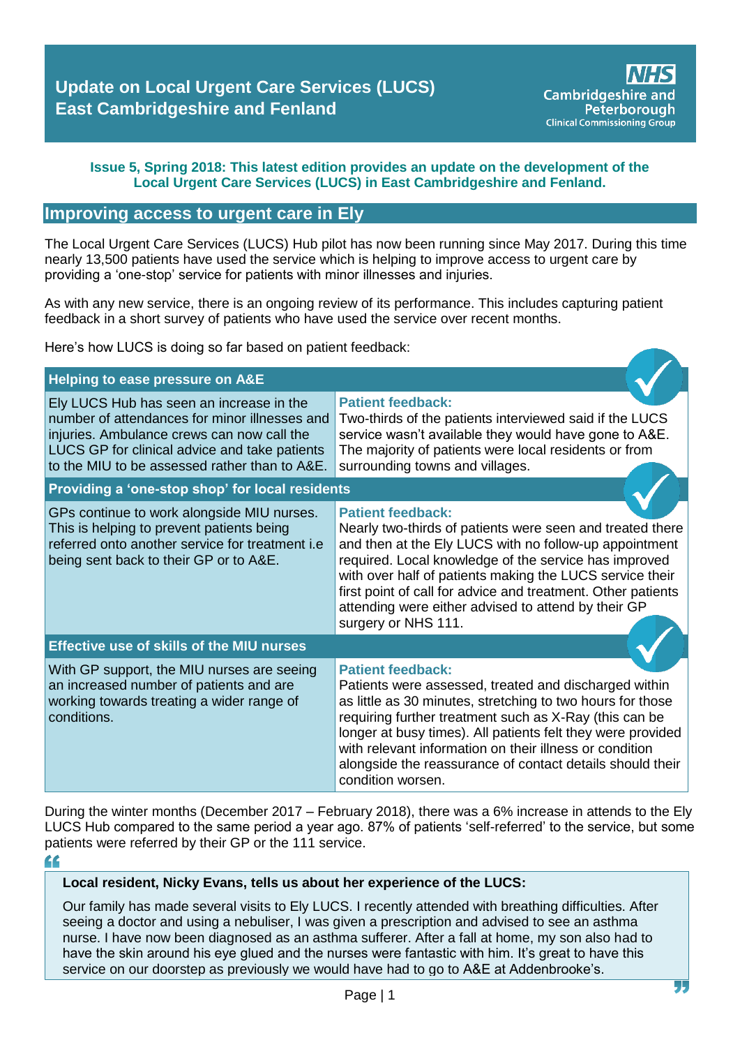# Update on Local Urgent Care Services (LUCS) East Cambridgeshire and Fenland

NHS Cambridgeshire and Peterborough Clinical Commissioning Group

**Issue 5, Spring 2018: This latest edition provides an update on the development of the Local Urgent Care Services (LUCS) in East Cambridgeshire and Fenland.**

## Improving access to urgent care in Ely

The Local Urgent Care Services (LUCS) Hub pilot has now been running since May 2017. During this time nearly 13,500 patients have used the service which is helping to improve access to urgent care by providing a 'one-stop' service for patients with minor illnesses and injuries.

As with any new service, there is an ongoing review of its performance. This includes capturing patient feedback in a short survey of patients who have used the service over recent months.

Here's how LUCS is doing so far based on patient feedback:

| **Helping to ease pressure on A&E** | |
|---|---|
| Ely LUCS Hub has seen an increase in the number of attendances for minor illnesses and injuries. Ambulance crews can now call the LUCS GP for clinical advice and take patients to the MIU to be assessed rather than to A&E. | **Patient feedback:** Two-thirds of the patients interviewed said if the LUCS service wasn't available they would have gone to A&E. The majority of patients were local residents or from surrounding towns and villages. |
| **Providing a 'one-stop shop' for local residents** | |
| GPs continue to work alongside MIU nurses. This is helping to prevent patients being referred onto another service for treatment i.e being sent back to their GP or to A&E. | **Patient feedback:** Nearly two-thirds of patients were seen and treated there and then at the Ely LUCS with no follow-up appointment required. Local knowledge of the service has improved with over half of patients making the LUCS service their first point of call for advice and treatment. Other patients attending were either advised to attend by their GP surgery or NHS 111. |
| **Effective use of skills of the MIU nurses** | |
| With GP support, the MIU nurses are seeing an increased number of patients and are working towards treating a wider range of conditions. | **Patient feedback:** Patients were assessed, treated and discharged within as little as 30 minutes, stretching to two hours for those requiring further treatment such as X-Ray (this can be longer at busy times). All patients felt they were provided with relevant information on their illness or condition alongside the reassurance of contact details should their condition worsen. |

During the winter months (December 2017 – February 2018), there was a 6% increase in attends to the Ely LUCS Hub compared to the same period a year ago. 87% of patients 'self-referred' to the service, but some patients were referred by their GP or the 111 service.

**Local resident, Nicky Evans, tells us about her experience of the LUCS:**

"Our family has made several visits to Ely LUCS. I recently attended with breathing difficulties. After seeing a doctor and using a nebuliser, I was given a prescription and advised to see an asthma nurse. I have now been diagnosed as an asthma sufferer. After a fall at home, my son also had to have the skin around his eye glued and the nurses were fantastic with him. It's great to have this service on our doorstep as previously we would have had to go to A&E at Addenbrooke's."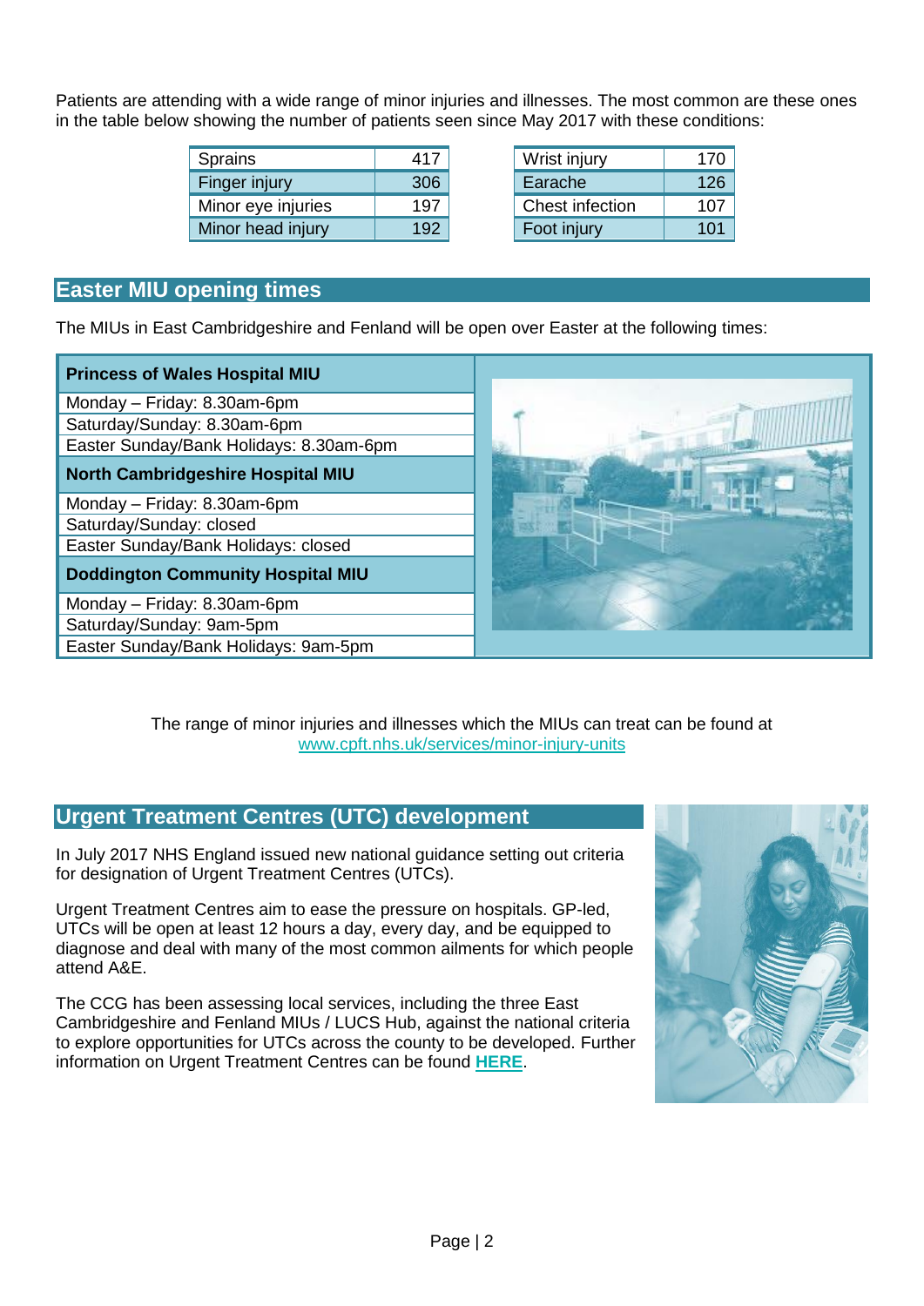Patients are attending with a wide range of minor injuries and illnesses. The most common are these ones in the table below showing the number of patients seen since May 2017 with these conditions:

| Condition | Number |
|---|---|
| Sprains | 417 |
| Finger injury | 306 |
| Minor eye injuries | 197 |
| Minor head injury | 192 |

| Condition | Number |
|---|---|
| Wrist injury | 170 |
| Earache | 126 |
| Chest infection | 107 |
| Foot injury | 101 |

## Easter MIU opening times

The MIUs in East Cambridgeshire and Fenland will be open over Easter at the following times:

| **Princess of Wales Hospital MIU** |
|---|
| Monday – Friday: 8.30am-6pm |
| Saturday/Sunday: 8.30am-6pm |
| Easter Sunday/Bank Holidays: 8.30am-6pm |
| **North Cambridgeshire Hospital MIU** |
| Monday – Friday: 8.30am-6pm |
| Saturday/Sunday: closed |
| Easter Sunday/Bank Holidays: closed |
| **Doddington Community Hospital MIU** |
| Monday – Friday: 8.30am-6pm |
| Saturday/Sunday: 9am-5pm |
| Easter Sunday/Bank Holidays: 9am-5pm |

The range of minor injuries and illnesses which the MIUs can treat can be found at www.cpft.nhs.uk/services/minor-injury-units

## Urgent Treatment Centres (UTC) development

In July 2017 NHS England issued new national guidance setting out criteria for designation of Urgent Treatment Centres (UTCs).

Urgent Treatment Centres aim to ease the pressure on hospitals. GP-led, UTCs will be open at least 12 hours a day, every day, and be equipped to diagnose and deal with many of the most common ailments for which people attend A&E.

The CCG has been assessing local services, including the three East Cambridgeshire and Fenland MIUs / LUCS Hub, against the national criteria to explore opportunities for UTCs across the county to be developed. Further information on Urgent Treatment Centres can be found **HERE**.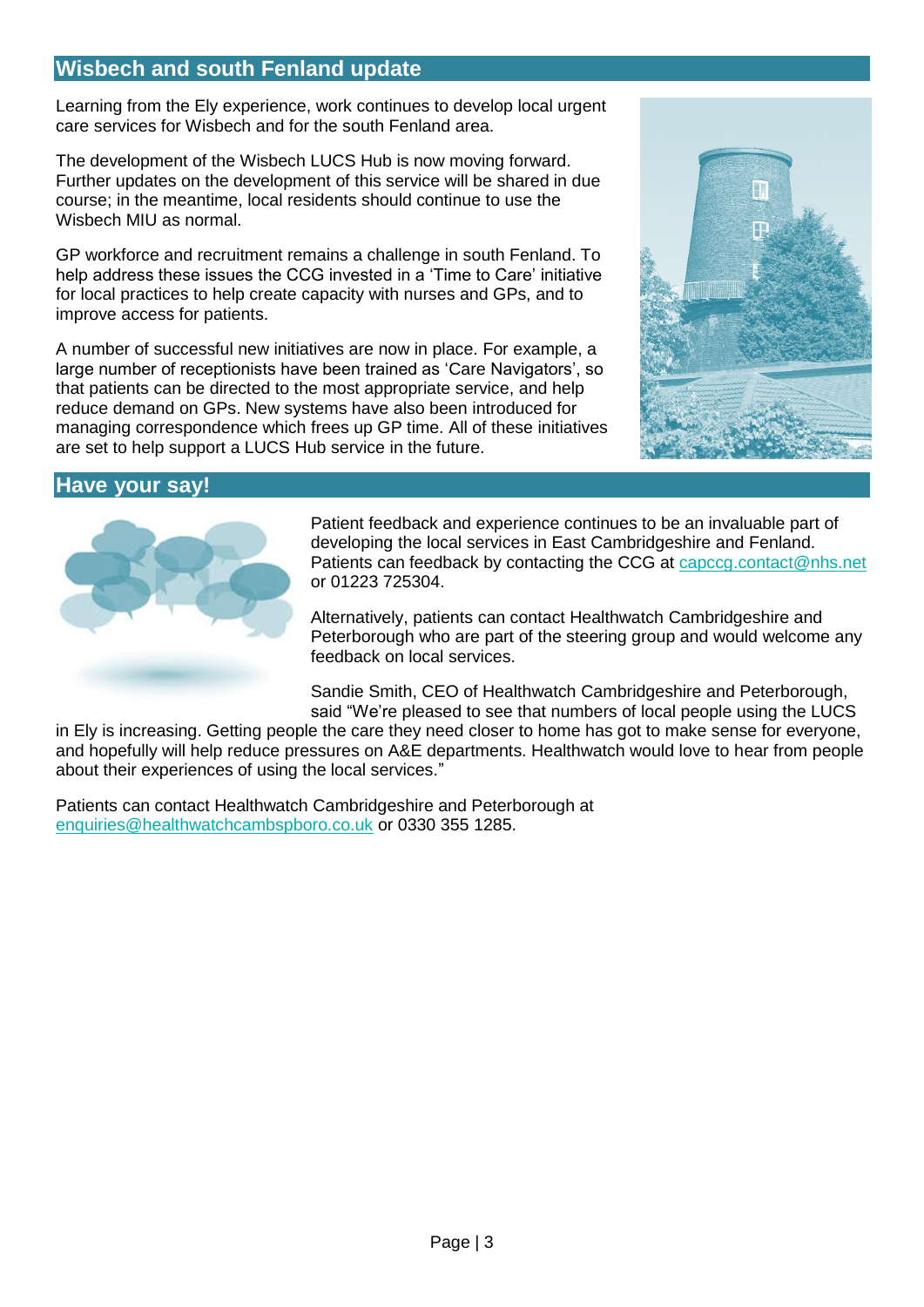## Wisbech and south Fenland update

Learning from the Ely experience, work continues to develop local urgent care services for Wisbech and for the south Fenland area.

The development of the Wisbech LUCS Hub is now moving forward. Further updates on the development of this service will be shared in due course; in the meantime, local residents should continue to use the Wisbech MIU as normal.

GP workforce and recruitment remains a challenge in south Fenland. To help address these issues the CCG invested in a 'Time to Care' initiative for local practices to help create capacity with nurses and GPs, and to improve access for patients.

A number of successful new initiatives are now in place. For example, a large number of receptionists have been trained as 'Care Navigators', so that patients can be directed to the most appropriate service, and help reduce demand on GPs. New systems have also been introduced for managing correspondence which frees up GP time. All of these initiatives are set to help support a LUCS Hub service in the future.

## Have your say!

Patient feedback and experience continues to be an invaluable part of developing the local services in East Cambridgeshire and Fenland. Patients can feedback by contacting the CCG at capccg.contact@nhs.net or 01223 725304.

Alternatively, patients can contact Healthwatch Cambridgeshire and Peterborough who are part of the steering group and would welcome any feedback on local services.

Sandie Smith, CEO of Healthwatch Cambridgeshire and Peterborough, said "We're pleased to see that numbers of local people using the LUCS in Ely is increasing. Getting people the care they need closer to home has got to make sense for everyone, and hopefully will help reduce pressures on A&E departments. Healthwatch would love to hear from people about their experiences of using the local services."

Patients can contact Healthwatch Cambridgeshire and Peterborough at enquiries@healthwatchcambspboro.co.uk or 0330 355 1285.